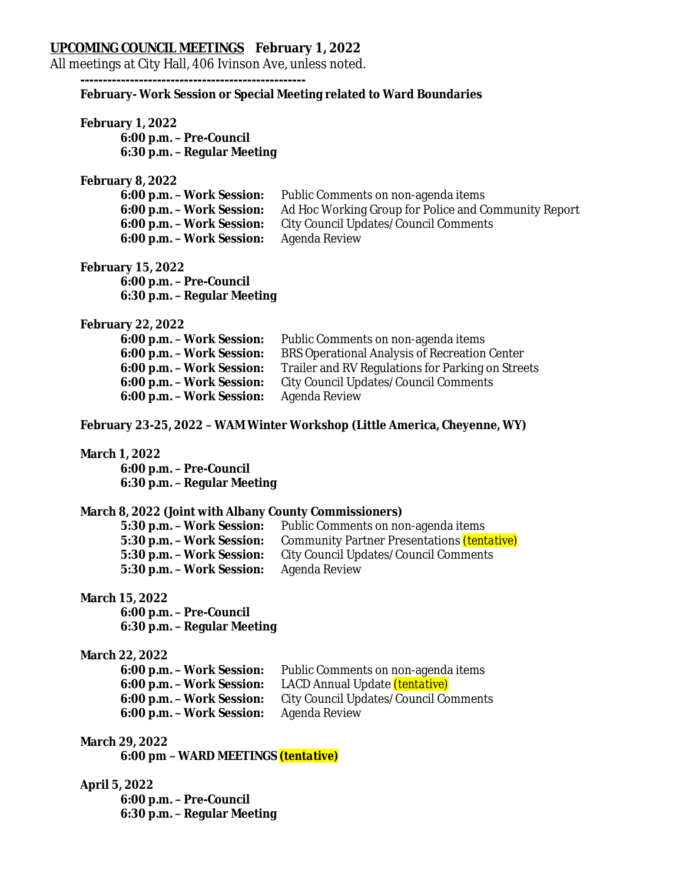**UPCOMING COUNCIL MEETINGS** **February 1, 2022**

All meetings at City Hall, 406 Ivinson Ave, unless noted.

**--------------------------------------------------**

**February- Work Session or Special Meeting related to Ward Boundaries**

**February 1, 2022**

- **6:00 p.m. – Pre-Council**
- **6:30 p.m. – Regular Meeting**

**February 8, 2022**

- **6:00 p.m. – Work Session:** Public Comments on non-agenda items
- **6:00 p.m. – Work Session:** Ad Hoc Working Group for Police and Community Report
- **6:00 p.m. – Work Session:** City Council Updates/Council Comments
- **6:00 p.m. – Work Session:** Agenda Review

**February 15, 2022**

- **6:00 p.m. – Pre-Council**
- **6:30 p.m. – Regular Meeting**

**February 22, 2022**

- **6:00 p.m. – Work Session:** Public Comments on non-agenda items
- **6:00 p.m. – Work Session:** BRS Operational Analysis of Recreation Center
- **6:00 p.m. – Work Session:** Trailer and RV Regulations for Parking on Streets
- **6:00 p.m. – Work Session:** City Council Updates/Council Comments
- **6:00 p.m. – Work Session:** Agenda Review

**February 23-25, 2022 – WAM Winter Workshop (Little America, Cheyenne, WY)**

**March 1, 2022**

- **6:00 p.m. – Pre-Council**
- **6:30 p.m. – Regular Meeting**

**March 8, 2022 (Joint with Albany County Commissioners)**

- **5:30 p.m. – Work Session:** Public Comments on non-agenda items
- **5:30 p.m. – Work Session:** Community Partner Presentations *(tentative)*
- **5:30 p.m. – Work Session:** City Council Updates/Council Comments
- **5:30 p.m. – Work Session:** Agenda Review

**March 15, 2022**

- **6:00 p.m. – Pre-Council**
- **6:30 p.m. – Regular Meeting**

**March 22, 2022**

- **6:00 p.m. – Work Session:** Public Comments on non-agenda items
- **6:00 p.m. – Work Session:** LACD Annual Update *(tentative)*
- **6:00 p.m. – Work Session:** City Council Updates/Council Comments
- **6:00 p.m. – Work Session:** Agenda Review

**March 29, 2022**

- **6:00 pm – WARD MEETINGS** ***(tentative)***

**April 5, 2022**

- **6:00 p.m. – Pre-Council**
- **6:30 p.m. – Regular Meeting**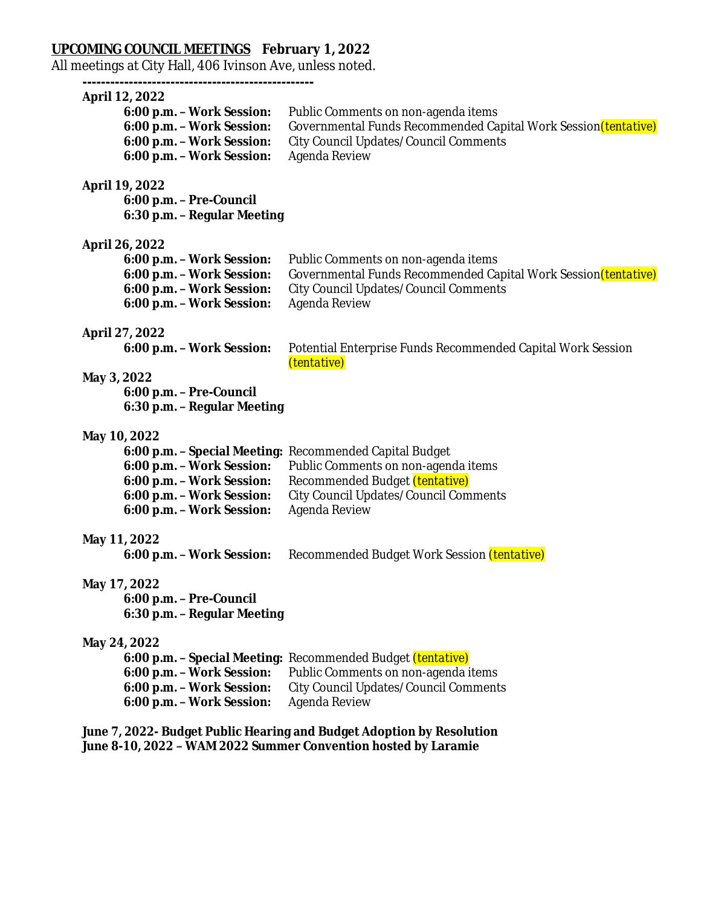**UPCOMING COUNCIL MEETINGS February 1, 2022**

All meetings at City Hall, 406 Ivinson Ave, unless noted.

---

**April 12, 2022**

**6:00 p.m. – Work Session:** Public Comments on non-agenda items
**6:00 p.m. – Work Session:** Governmental Funds Recommended Capital Work Session (tentative)
**6:00 p.m. – Work Session:** City Council Updates/Council Comments
**6:00 p.m. – Work Session:** Agenda Review

**April 19, 2022**

**6:00 p.m. – Pre-Council**
**6:30 p.m. – Regular Meeting**

**April 26, 2022**

**6:00 p.m. – Work Session:** Public Comments on non-agenda items
**6:00 p.m. – Work Session:** Governmental Funds Recommended Capital Work Session (tentative)
**6:00 p.m. – Work Session:** City Council Updates/Council Comments
**6:00 p.m. – Work Session:** Agenda Review

**April 27, 2022**

**6:00 p.m. – Work Session:** Potential Enterprise Funds Recommended Capital Work Session (tentative)

**May 3, 2022**

**6:00 p.m. – Pre-Council**
**6:30 p.m. – Regular Meeting**

**May 10, 2022**

**6:00 p.m. – Special Meeting:** Recommended Capital Budget
**6:00 p.m. – Work Session:** Public Comments on non-agenda items
**6:00 p.m. – Work Session:** Recommended Budget (tentative)
**6:00 p.m. – Work Session:** City Council Updates/Council Comments
**6:00 p.m. – Work Session:** Agenda Review

**May 11, 2022**

**6:00 p.m. – Work Session:** Recommended Budget Work Session (tentative)

**May 17, 2022**

**6:00 p.m. – Pre-Council**
**6:30 p.m. – Regular Meeting**

**May 24, 2022**

**6:00 p.m. – Special Meeting:** Recommended Budget (tentative)
**6:00 p.m. – Work Session:** Public Comments on non-agenda items
**6:00 p.m. – Work Session:** City Council Updates/Council Comments
**6:00 p.m. – Work Session:** Agenda Review

**June 7, 2022- Budget Public Hearing and Budget Adoption by Resolution**
**June 8-10, 2022 – WAM 2022 Summer Convention hosted by Laramie**